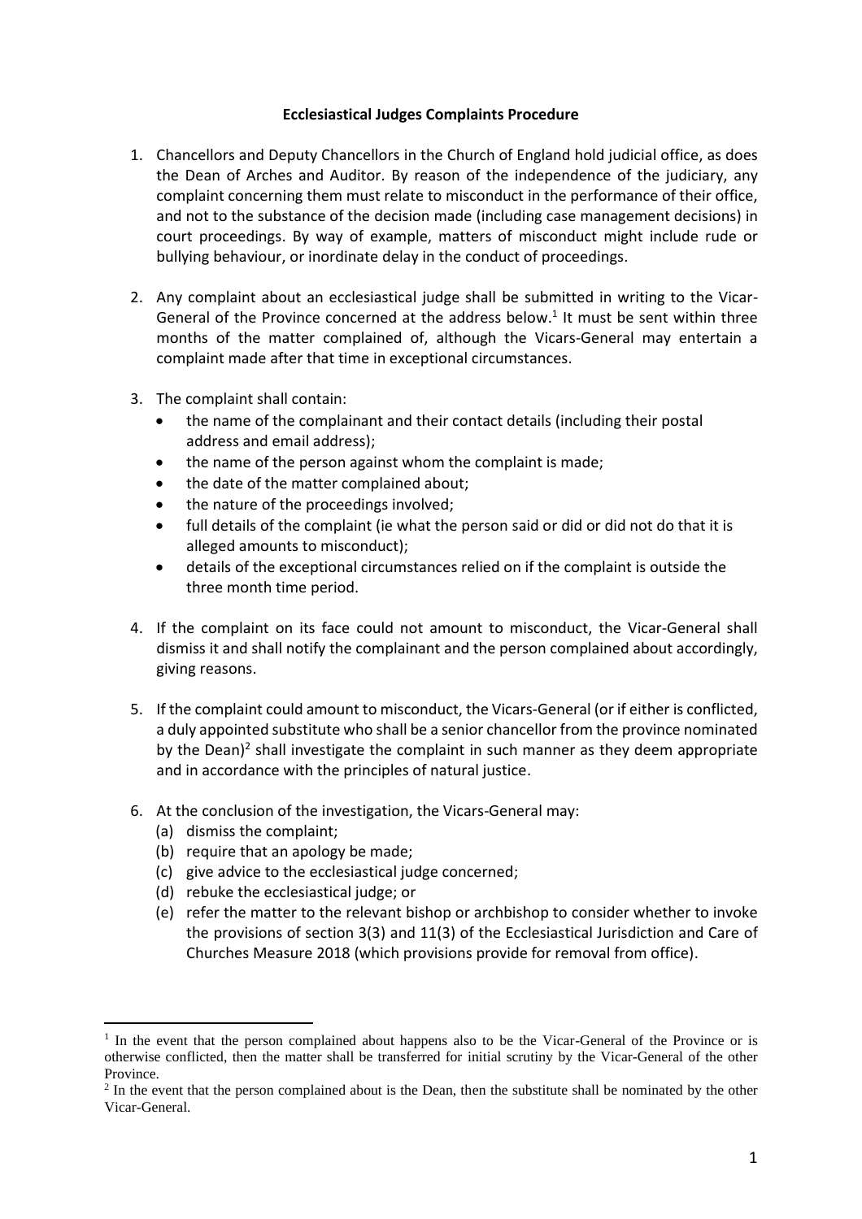**Ecclesiastical Judges Complaints Procedure**

1. Chancellors and Deputy Chancellors in the Church of England hold judicial office, as does the Dean of Arches and Auditor. By reason of the independence of the judiciary, any complaint concerning them must relate to misconduct in the performance of their office, and not to the substance of the decision made (including case management decisions) in court proceedings. By way of example, matters of misconduct might include rude or bullying behaviour, or inordinate delay in the conduct of proceedings.

2. Any complaint about an ecclesiastical judge shall be submitted in writing to the Vicar-General of the Province concerned at the address below.[1] It must be sent within three months of the matter complained of, although the Vicars-General may entertain a complaint made after that time in exceptional circumstances.

3. The complaint shall contain:
   - the name of the complainant and their contact details (including their postal address and email address);
   - the name of the person against whom the complaint is made;
   - the date of the matter complained about;
   - the nature of the proceedings involved;
   - full details of the complaint (ie what the person said or did or did not do that it is alleged amounts to misconduct);
   - details of the exceptional circumstances relied on if the complaint is outside the three month time period.

4. If the complaint on its face could not amount to misconduct, the Vicar-General shall dismiss it and shall notify the complainant and the person complained about accordingly, giving reasons.

5. If the complaint could amount to misconduct, the Vicars-General (or if either is conflicted, a duly appointed substitute who shall be a senior chancellor from the province nominated by the Dean)[2] shall investigate the complaint in such manner as they deem appropriate and in accordance with the principles of natural justice.

6. At the conclusion of the investigation, the Vicars-General may:
   (a) dismiss the complaint;
   (b) require that an apology be made;
   (c) give advice to the ecclesiastical judge concerned;
   (d) rebuke the ecclesiastical judge; or
   (e) refer the matter to the relevant bishop or archbishop to consider whether to invoke the provisions of section 3(3) and 11(3) of the Ecclesiastical Jurisdiction and Care of Churches Measure 2018 (which provisions provide for removal from office).

---

[1] In the event that the person complained about happens also to be the Vicar-General of the Province or is otherwise conflicted, then the matter shall be transferred for initial scrutiny by the Vicar-General of the other Province.

[2] In the event that the person complained about is the Dean, then the substitute shall be nominated by the other Vicar-General.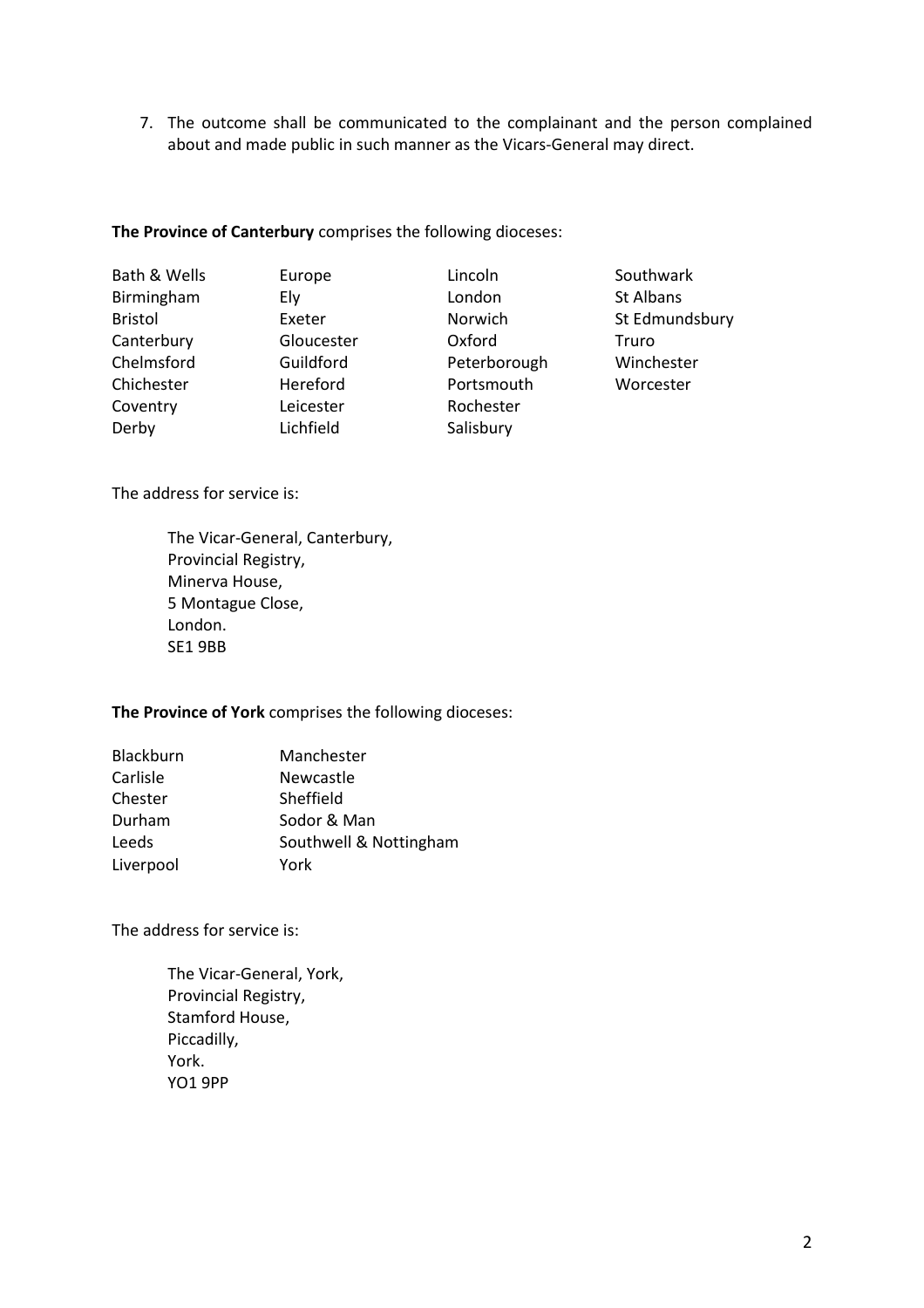7. The outcome shall be communicated to the complainant and the person complained about and made public in such manner as the Vicars-General may direct.

**The Province of Canterbury** comprises the following dioceses:

| | | | |
|---|---|---|---|
| Bath & Wells | Europe | Lincoln | Southwark |
| Birmingham | Ely | London | St Albans |
| Bristol | Exeter | Norwich | St Edmundsbury |
| Canterbury | Gloucester | Oxford | Truro |
| Chelmsford | Guildford | Peterborough | Winchester |
| Chichester | Hereford | Portsmouth | Worcester |
| Coventry | Leicester | Rochester | |
| Derby | Lichfield | Salisbury | |

The address for service is:

The Vicar-General, Canterbury,
Provincial Registry,
Minerva House,
5 Montague Close,
London.
SE1 9BB

**The Province of York** comprises the following dioceses:

| | |
|---|---|
| Blackburn | Manchester |
| Carlisle | Newcastle |
| Chester | Sheffield |
| Durham | Sodor & Man |
| Leeds | Southwell & Nottingham |
| Liverpool | York |

The address for service is:

The Vicar-General, York,
Provincial Registry,
Stamford House,
Piccadilly,
York.
YO1 9PP